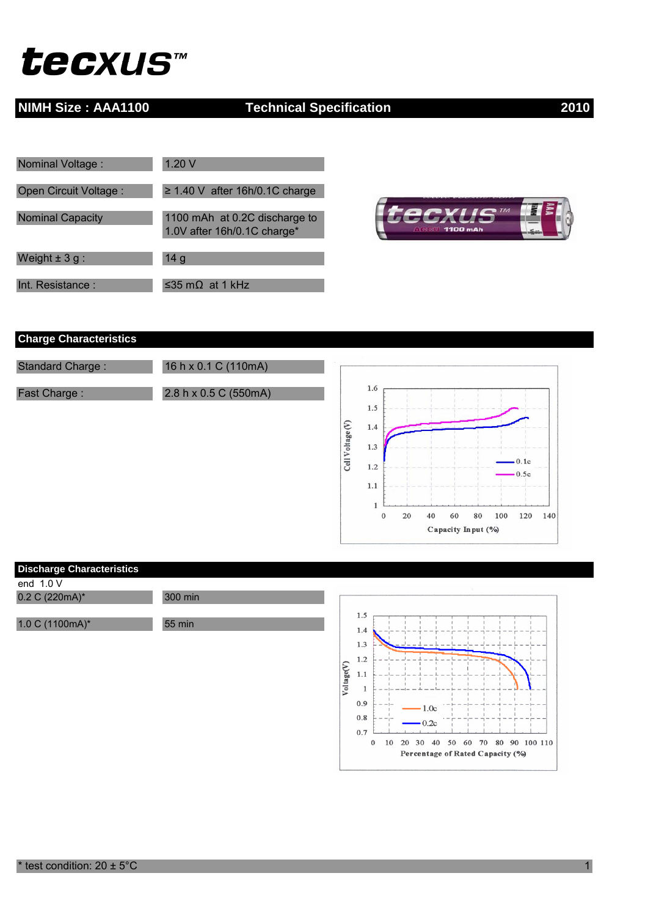# tecxus™

## NIMH Size : AAA1100 — Technical Specification — 2010

| | |
|---|---|
| Nominal Voltage : | 1.20 V |
| Open Circuit Voltage : | ≥ 1.40 V after 16h/0.1C charge |
| Nominal Capacity | 1100 mAh at 0.2C discharge to 1.0V after 16h/0.1C charge* |
| Weight ± 3 g : | 14 g |
| Int. Resistance : | ≤35 mΩ at 1 kHz |

## Charge Characteristics

| | |
|---|---|
| Standard Charge : | 16 h x 0.1 C (110mA) |
| Fast Charge : | 2.8 h x 0.5 C (550mA) |

## Discharge Characteristics

end 1.0 V

| | |
|---|---|
| 0.2 C (220mA)* | 300 min |
| 1.0 C (1100mA)* | 55 min |

* test condition: 20 ± 5°C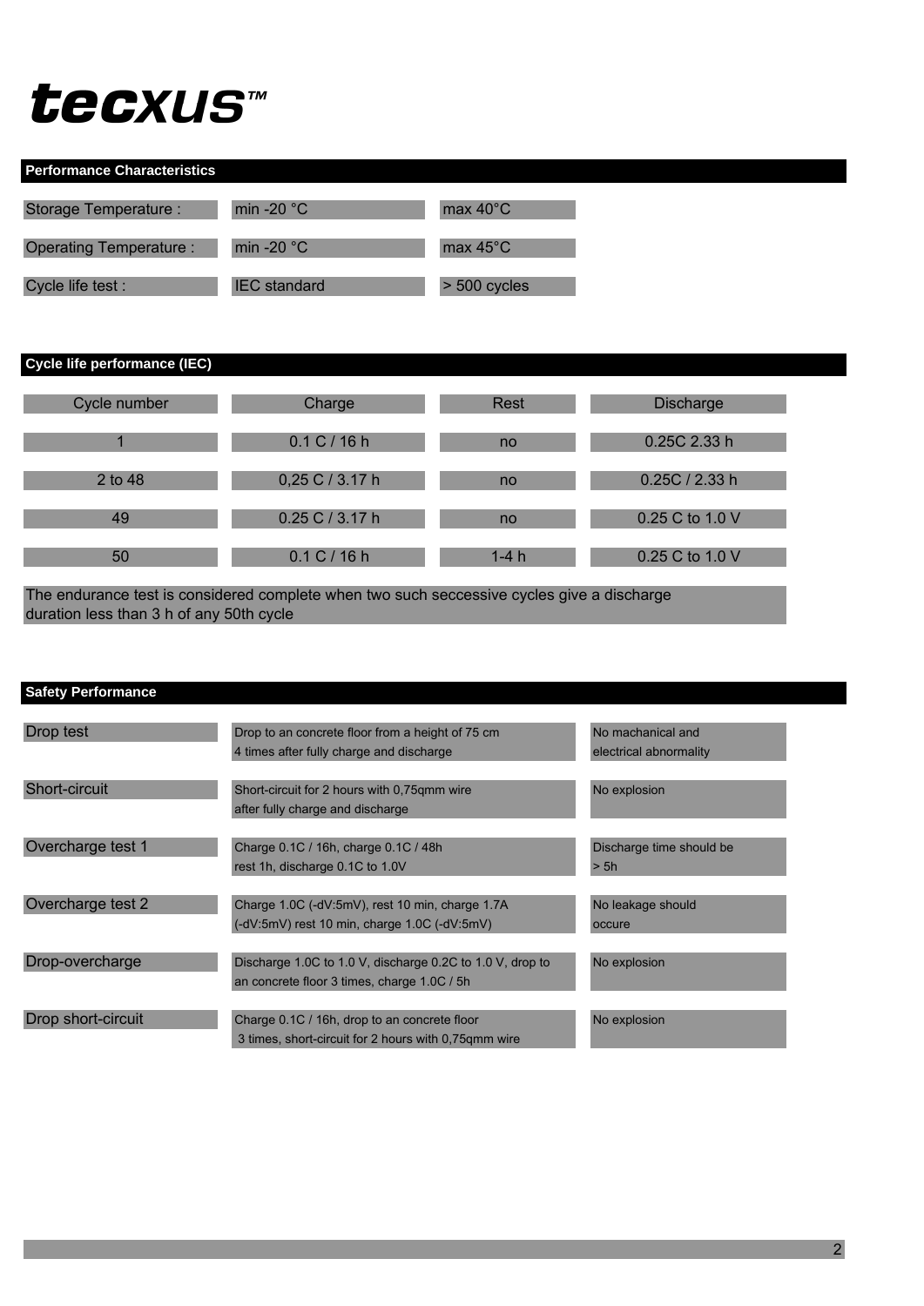**tecxus™**

## Performance Characteristics

| | | |
|---|---|---|
| Storage Temperature : | min -20 °C | max 40°C |
| Operating Temperature : | min -20 °C | max 45°C |
| Cycle life test : | IEC standard | > 500 cycles |

## Cycle life performance (IEC)

| Cycle number | Charge | Rest | Discharge |
|---|---|---|---|
| 1 | 0.1 C / 16 h | no | 0.25C 2.33 h |
| 2 to 48 | 0,25 C / 3.17 h | no | 0.25C / 2.33 h |
| 49 | 0.25 C / 3.17 h | no | 0.25 C to 1.0 V |
| 50 | 0.1 C / 16 h | 1-4 h | 0.25 C to 1.0 V |

The endurance test is considered complete when two such seccessive cycles give a discharge duration less than 3 h of any 50th cycle

## Safety Performance

| | | |
|---|---|---|
| Drop test | Drop to an concrete floor from a height of 75 cm 4 times after fully charge and discharge | No machanical and electrical abnormality |
| Short-circuit | Short-circuit for 2 hours with 0,75qmm wire after fully charge and discharge | No explosion |
| Overcharge test 1 | Charge 0.1C / 16h, charge 0.1C / 48h rest 1h, discharge 0.1C to 1.0V | Discharge time should be > 5h |
| Overcharge test 2 | Charge 1.0C (-dV:5mV), rest 10 min, charge 1.7A (-dV:5mV) rest 10 min, charge 1.0C (-dV:5mV) | No leakage should occure |
| Drop-overcharge | Discharge 1.0C to 1.0 V, discharge 0.2C to 1.0 V, drop to an concrete floor 3 times, charge 1.0C / 5h | No explosion |
| Drop short-circuit | Charge 0.1C / 16h, drop to an concrete floor 3 times, short-circuit for 2 hours with 0,75qmm wire | No explosion |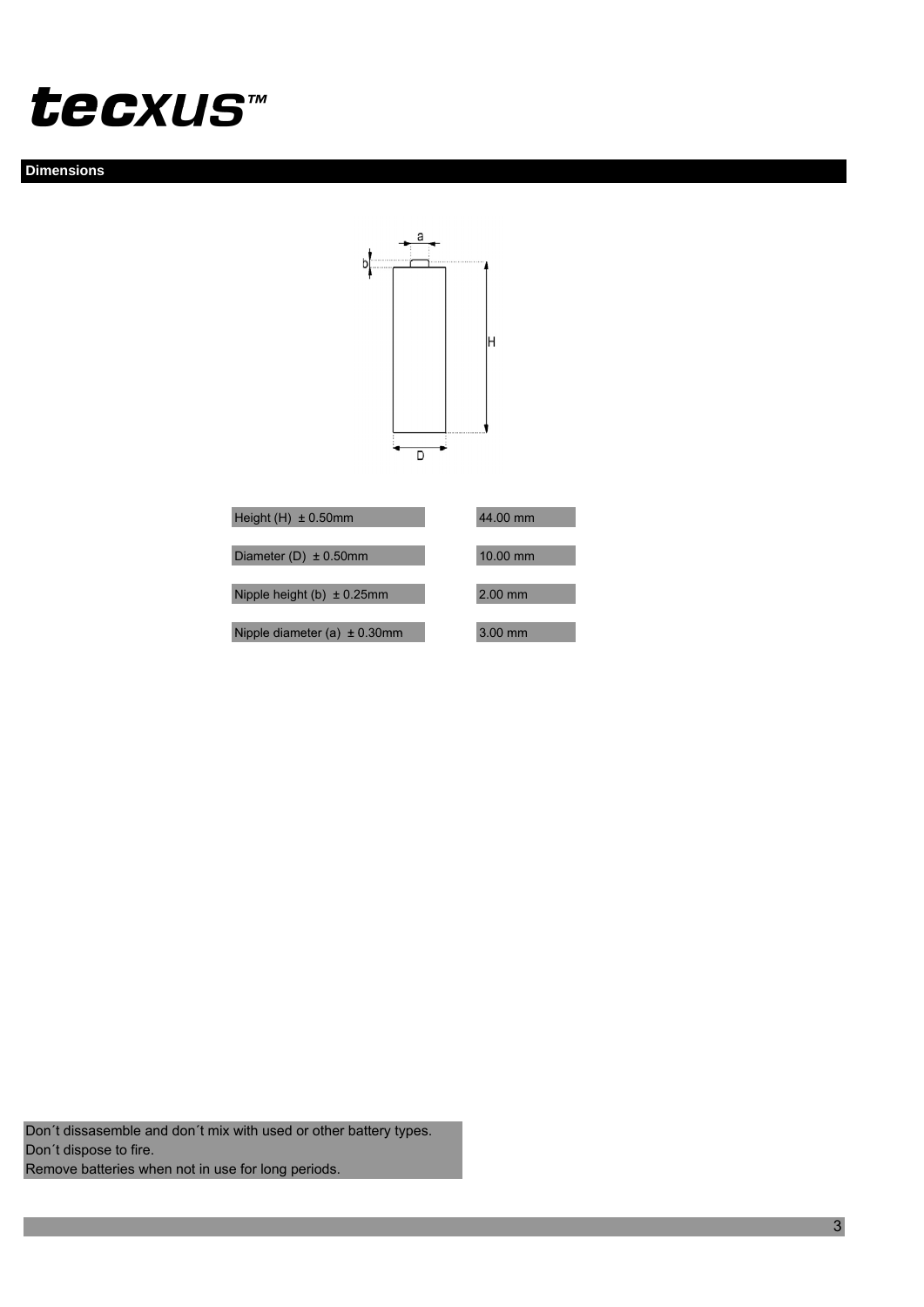tecxus™

## Dimensions

a
b
H
D

| | |
|---|---|
| Height (H) ± 0.50mm | 44.00 mm |
| Diameter (D) ± 0.50mm | 10.00 mm |
| Nipple height (b) ± 0.25mm | 2.00 mm |
| Nipple diameter (a) ± 0.30mm | 3.00 mm |

Don´t dissasemble and don´t mix with used or other battery types.
Don´t dispose to fire.
Remove batteries when not in use for long periods.